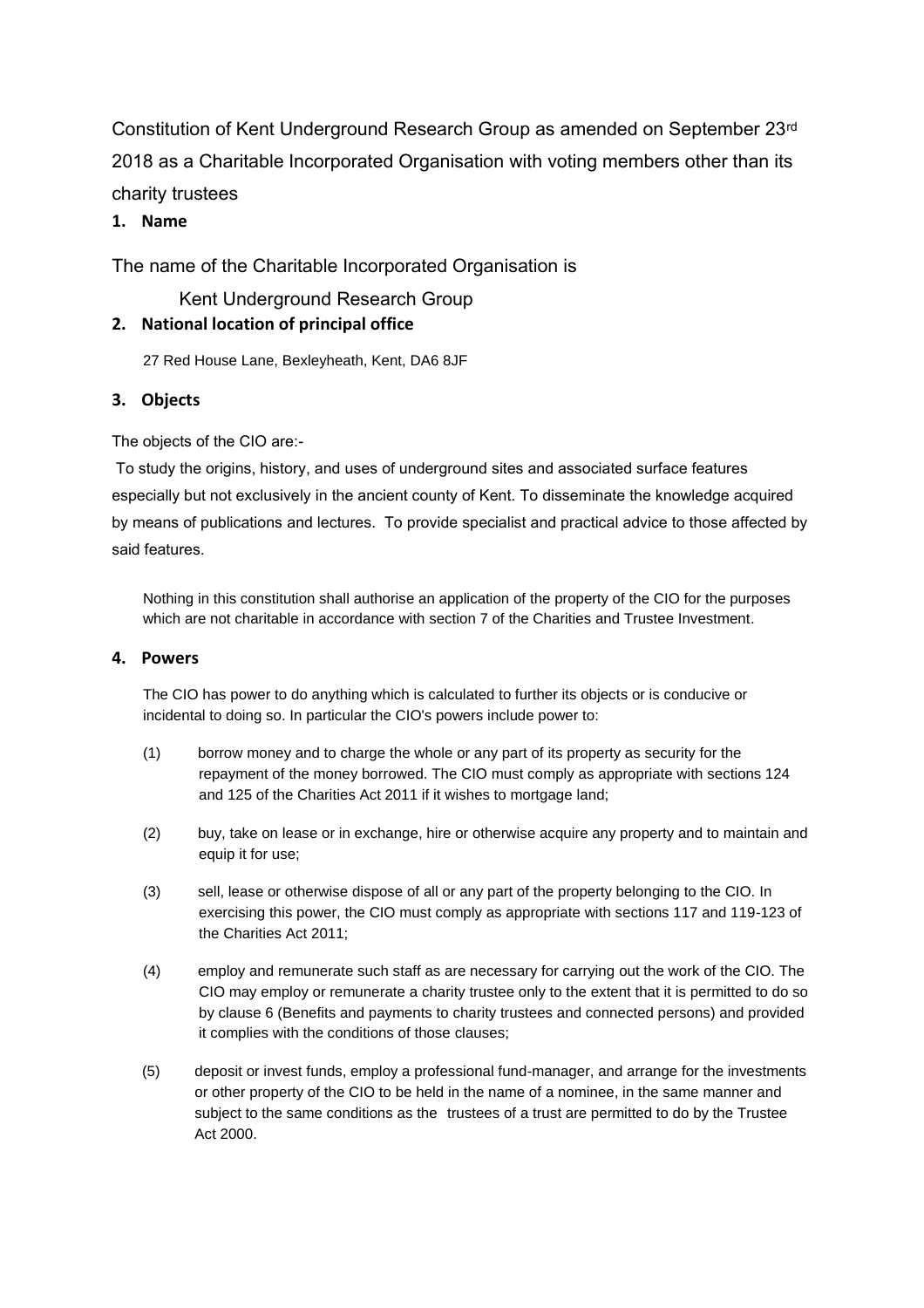Constitution of Kent Underground Research Group as amended on September 23rd 2018 as a Charitable Incorporated Organisation with voting members other than its charity trustees

## 1. Name

The name of the Charitable Incorporated Organisation is

Kent Underground Research Group

## 2. National location of principal office

27 Red House Lane, Bexleyheath, Kent, DA6 8JF

## 3. Objects

The objects of the CIO are:-

To study the origins, history, and uses of underground sites and associated surface features especially but not exclusively in the ancient county of Kent. To disseminate the knowledge acquired by means of publications and lectures. To provide specialist and practical advice to those affected by said features.

Nothing in this constitution shall authorise an application of the property of the CIO for the purposes which are not charitable in accordance with section 7 of the Charities and Trustee Investment.

## 4. Powers

The CIO has power to do anything which is calculated to further its objects or is conducive or incidental to doing so. In particular the CIO's powers include power to:

(1) borrow money and to charge the whole or any part of its property as security for the repayment of the money borrowed. The CIO must comply as appropriate with sections 124 and 125 of the Charities Act 2011 if it wishes to mortgage land;

(2) buy, take on lease or in exchange, hire or otherwise acquire any property and to maintain and equip it for use;

(3) sell, lease or otherwise dispose of all or any part of the property belonging to the CIO. In exercising this power, the CIO must comply as appropriate with sections 117 and 119-123 of the Charities Act 2011;

(4) employ and remunerate such staff as are necessary for carrying out the work of the CIO. The CIO may employ or remunerate a charity trustee only to the extent that it is permitted to do so by clause 6 (Benefits and payments to charity trustees and connected persons) and provided it complies with the conditions of those clauses;

(5) deposit or invest funds, employ a professional fund-manager, and arrange for the investments or other property of the CIO to be held in the name of a nominee, in the same manner and subject to the same conditions as the trustees of a trust are permitted to do by the Trustee Act 2000.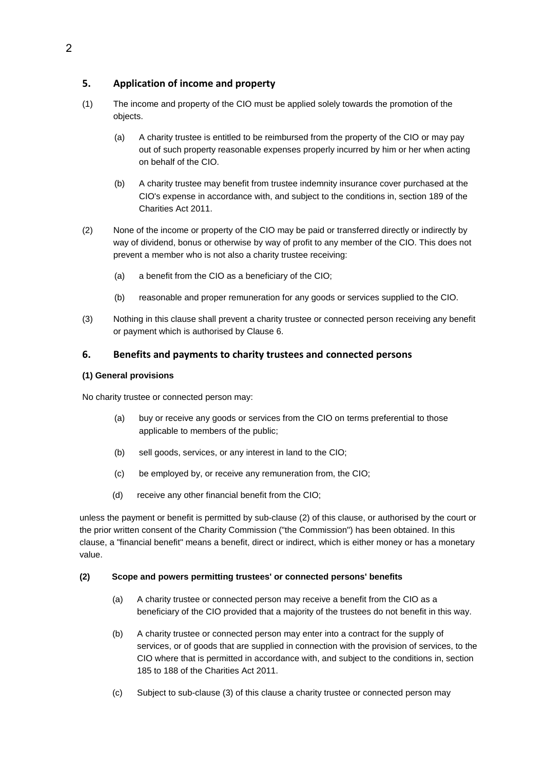## 5. Application of income and property

(1) The income and property of the CIO must be applied solely towards the promotion of the objects.

  (a) A charity trustee is entitled to be reimbursed from the property of the CIO or may pay out of such property reasonable expenses properly incurred by him or her when acting on behalf of the CIO.

  (b) A charity trustee may benefit from trustee indemnity insurance cover purchased at the CIO's expense in accordance with, and subject to the conditions in, section 189 of the Charities Act 2011.

(2) None of the income or property of the CIO may be paid or transferred directly or indirectly by way of dividend, bonus or otherwise by way of profit to any member of the CIO. This does not prevent a member who is not also a charity trustee receiving:

  (a) a benefit from the CIO as a beneficiary of the CIO;

  (b) reasonable and proper remuneration for any goods or services supplied to the CIO.

(3) Nothing in this clause shall prevent a charity trustee or connected person receiving any benefit or payment which is authorised by Clause 6.

## 6. Benefits and payments to charity trustees and connected persons

**(1) General provisions**

No charity trustee or connected person may:

  (a) buy or receive any goods or services from the CIO on terms preferential to those applicable to members of the public;

  (b) sell goods, services, or any interest in land to the CIO;

  (c) be employed by, or receive any remuneration from, the CIO;

  (d) receive any other financial benefit from the CIO;

unless the payment or benefit is permitted by sub-clause (2) of this clause, or authorised by the court or the prior written consent of the Charity Commission ("the Commission") has been obtained. In this clause, a "financial benefit" means a benefit, direct or indirect, which is either money or has a monetary value.

**(2) Scope and powers permitting trustees' or connected persons' benefits**

  (a) A charity trustee or connected person may receive a benefit from the CIO as a beneficiary of the CIO provided that a majority of the trustees do not benefit in this way.

  (b) A charity trustee or connected person may enter into a contract for the supply of services, or of goods that are supplied in connection with the provision of services, to the CIO where that is permitted in accordance with, and subject to the conditions in, section 185 to 188 of the Charities Act 2011.

  (c) Subject to sub-clause (3) of this clause a charity trustee or connected person may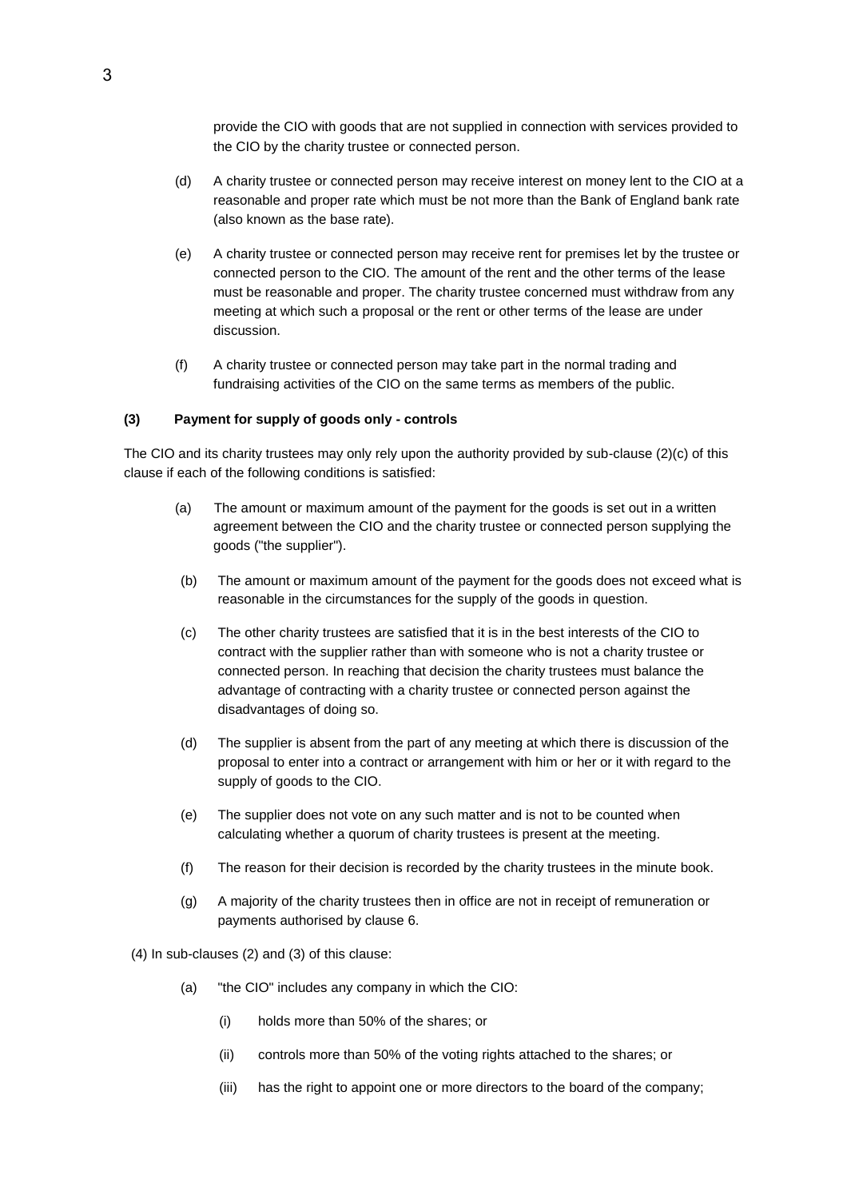provide the CIO with goods that are not supplied in connection with services provided to the CIO by the charity trustee or connected person.

(d) A charity trustee or connected person may receive interest on money lent to the CIO at a reasonable and proper rate which must be not more than the Bank of England bank rate (also known as the base rate).

(e) A charity trustee or connected person may receive rent for premises let by the trustee or connected person to the CIO. The amount of the rent and the other terms of the lease must be reasonable and proper. The charity trustee concerned must withdraw from any meeting at which such a proposal or the rent or other terms of the lease are under discussion.

(f) A charity trustee or connected person may take part in the normal trading and fundraising activities of the CIO on the same terms as members of the public.

**(3) Payment for supply of goods only - controls**

The CIO and its charity trustees may only rely upon the authority provided by sub-clause (2)(c) of this clause if each of the following conditions is satisfied:

(a) The amount or maximum amount of the payment for the goods is set out in a written agreement between the CIO and the charity trustee or connected person supplying the goods ("the supplier").

(b) The amount or maximum amount of the payment for the goods does not exceed what is reasonable in the circumstances for the supply of the goods in question.

(c) The other charity trustees are satisfied that it is in the best interests of the CIO to contract with the supplier rather than with someone who is not a charity trustee or connected person. In reaching that decision the charity trustees must balance the advantage of contracting with a charity trustee or connected person against the disadvantages of doing so.

(d) The supplier is absent from the part of any meeting at which there is discussion of the proposal to enter into a contract or arrangement with him or her or it with regard to the supply of goods to the CIO.

(e) The supplier does not vote on any such matter and is not to be counted when calculating whether a quorum of charity trustees is present at the meeting.

(f) The reason for their decision is recorded by the charity trustees in the minute book.

(g) A majority of the charity trustees then in office are not in receipt of remuneration or payments authorised by clause 6.

(4) In sub-clauses (2) and (3) of this clause:

(a) "the CIO" includes any company in which the CIO:

(i) holds more than 50% of the shares; or

(ii) controls more than 50% of the voting rights attached to the shares; or

(iii) has the right to appoint one or more directors to the board of the company;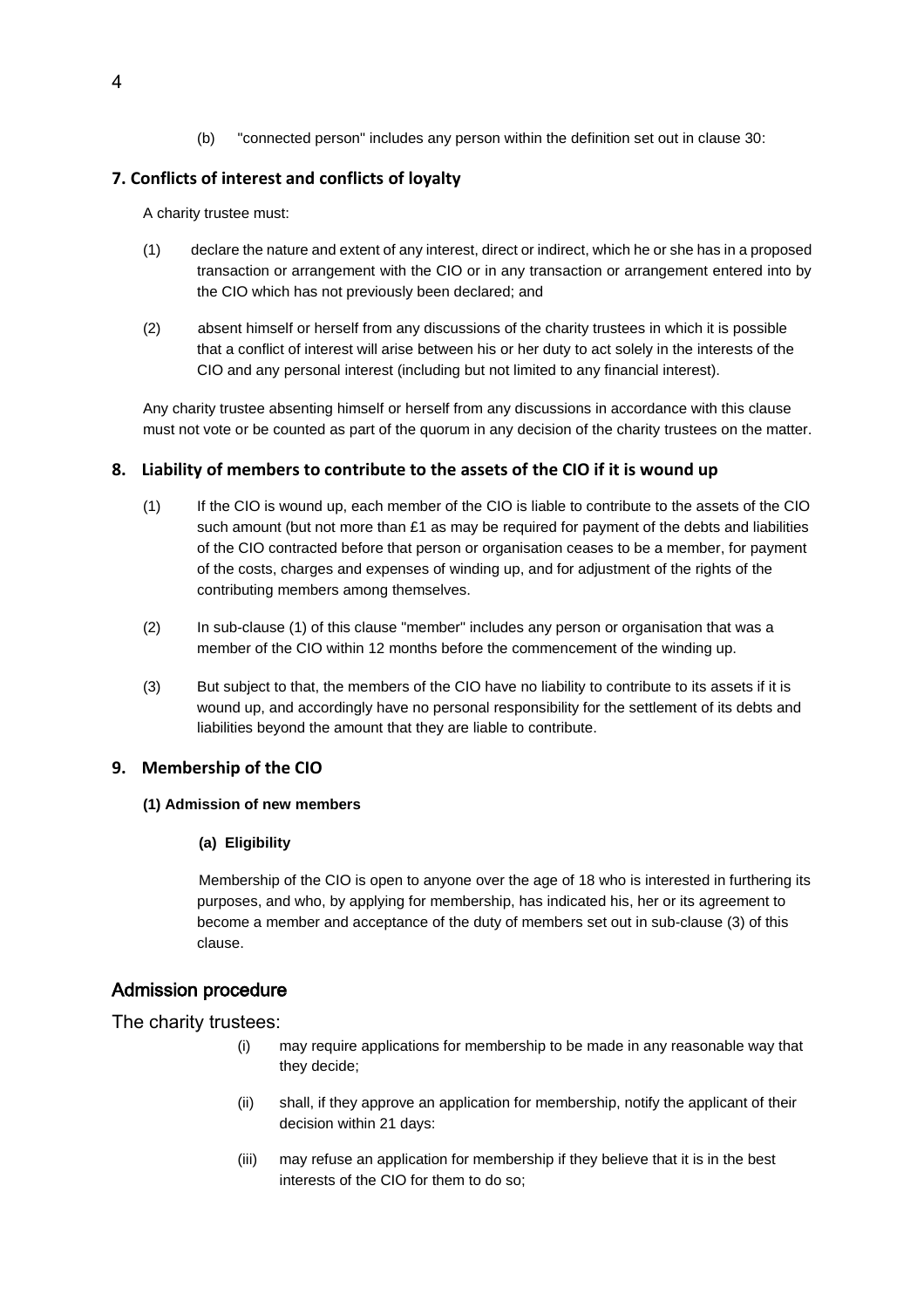(b) "connected person" includes any person within the definition set out in clause 30:

## 7. Conflicts of interest and conflicts of loyalty

A charity trustee must:

(1) declare the nature and extent of any interest, direct or indirect, which he or she has in a proposed transaction or arrangement with the CIO or in any transaction or arrangement entered into by the CIO which has not previously been declared; and

(2) absent himself or herself from any discussions of the charity trustees in which it is possible that a conflict of interest will arise between his or her duty to act solely in the interests of the CIO and any personal interest (including but not limited to any financial interest).

Any charity trustee absenting himself or herself from any discussions in accordance with this clause must not vote or be counted as part of the quorum in any decision of the charity trustees on the matter.

## 8. Liability of members to contribute to the assets of the CIO if it is wound up

(1) If the CIO is wound up, each member of the CIO is liable to contribute to the assets of the CIO such amount (but not more than £1 as may be required for payment of the debts and liabilities of the CIO contracted before that person or organisation ceases to be a member, for payment of the costs, charges and expenses of winding up, and for adjustment of the rights of the contributing members among themselves.

(2) In sub-clause (1) of this clause "member" includes any person or organisation that was a member of the CIO within 12 months before the commencement of the winding up.

(3) But subject to that, the members of the CIO have no liability to contribute to its assets if it is wound up, and accordingly have no personal responsibility for the settlement of its debts and liabilities beyond the amount that they are liable to contribute.

## 9. Membership of the CIO

**(1) Admission of new members**

**(a) Eligibility**

Membership of the CIO is open to anyone over the age of 18 who is interested in furthering its purposes, and who, by applying for membership, has indicated his, her or its agreement to become a member and acceptance of the duty of members set out in sub-clause (3) of this clause.

### Admission procedure

The charity trustees:

(i) may require applications for membership to be made in any reasonable way that they decide;

(ii) shall, if they approve an application for membership, notify the applicant of their decision within 21 days:

(iii) may refuse an application for membership if they believe that it is in the best interests of the CIO for them to do so;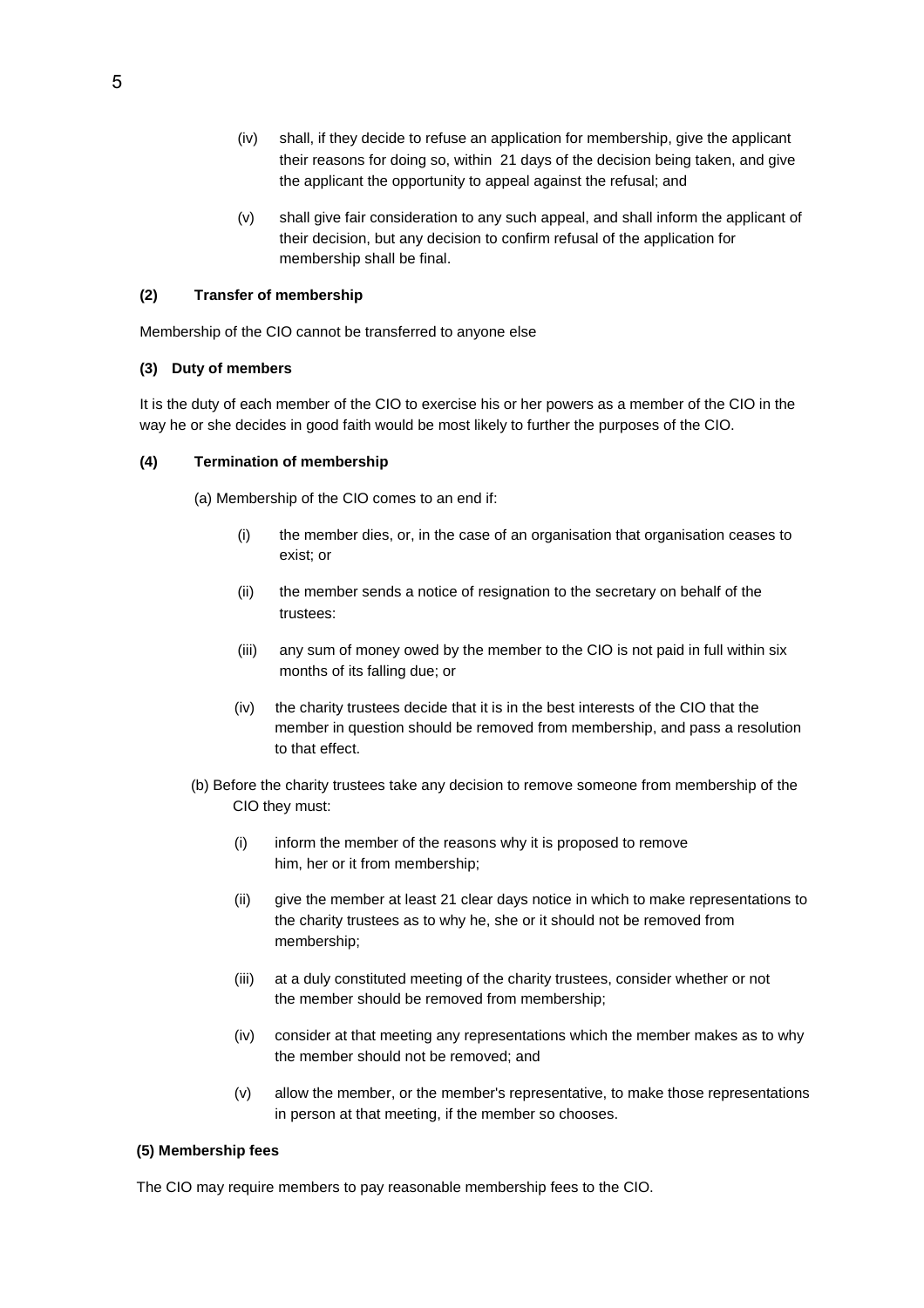(iv) shall, if they decide to refuse an application for membership, give the applicant their reasons for doing so, within 21 days of the decision being taken, and give the applicant the opportunity to appeal against the refusal; and

(v) shall give fair consideration to any such appeal, and shall inform the applicant of their decision, but any decision to confirm refusal of the application for membership shall be final.

**(2) Transfer of membership**

Membership of the CIO cannot be transferred to anyone else

**(3) Duty of members**

It is the duty of each member of the CIO to exercise his or her powers as a member of the CIO in the way he or she decides in good faith would be most likely to further the purposes of the CIO.

**(4) Termination of membership**

(a) Membership of the CIO comes to an end if:

(i) the member dies, or, in the case of an organisation that organisation ceases to exist; or

(ii) the member sends a notice of resignation to the secretary on behalf of the trustees:

(iii) any sum of money owed by the member to the CIO is not paid in full within six months of its falling due; or

(iv) the charity trustees decide that it is in the best interests of the CIO that the member in question should be removed from membership, and pass a resolution to that effect.

(b) Before the charity trustees take any decision to remove someone from membership of the CIO they must:

(i) inform the member of the reasons why it is proposed to remove him, her or it from membership;

(ii) give the member at least 21 clear days notice in which to make representations to the charity trustees as to why he, she or it should not be removed from membership;

(iii) at a duly constituted meeting of the charity trustees, consider whether or not the member should be removed from membership;

(iv) consider at that meeting any representations which the member makes as to why the member should not be removed; and

(v) allow the member, or the member's representative, to make those representations in person at that meeting, if the member so chooses.

**(5) Membership fees**

The CIO may require members to pay reasonable membership fees to the CIO.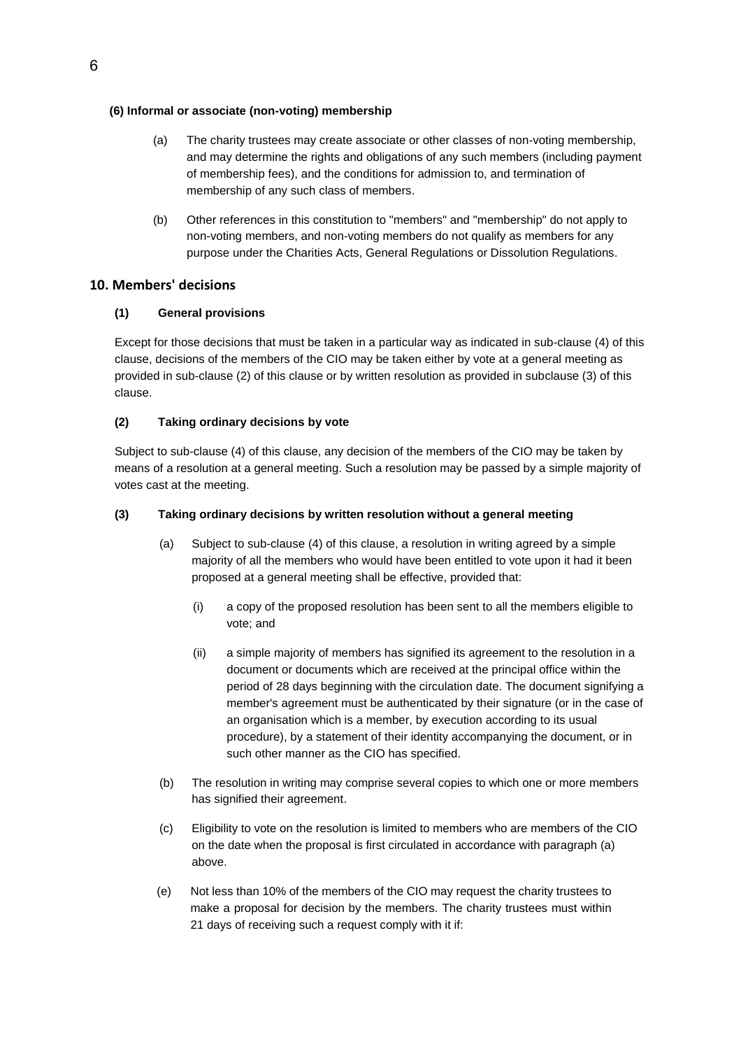**(6) Informal or associate (non-voting) membership**

(a) The charity trustees may create associate or other classes of non-voting membership, and may determine the rights and obligations of any such members (including payment of membership fees), and the conditions for admission to, and termination of membership of any such class of members.

(b) Other references in this constitution to "members" and "membership" do not apply to non-voting members, and non-voting members do not qualify as members for any purpose under the Charities Acts, General Regulations or Dissolution Regulations.

## 10. Members' decisions

**(1) General provisions**

Except for those decisions that must be taken in a particular way as indicated in sub-clause (4) of this clause, decisions of the members of the CIO may be taken either by vote at a general meeting as provided in sub-clause (2) of this clause or by written resolution as provided in subclause (3) of this clause.

**(2) Taking ordinary decisions by vote**

Subject to sub-clause (4) of this clause, any decision of the members of the CIO may be taken by means of a resolution at a general meeting. Such a resolution may be passed by a simple majority of votes cast at the meeting.

**(3) Taking ordinary decisions by written resolution without a general meeting**

(a) Subject to sub-clause (4) of this clause, a resolution in writing agreed by a simple majority of all the members who would have been entitled to vote upon it had it been proposed at a general meeting shall be effective, provided that:

- (i) a copy of the proposed resolution has been sent to all the members eligible to vote; and
- (ii) a simple majority of members has signified its agreement to the resolution in a document or documents which are received at the principal office within the period of 28 days beginning with the circulation date. The document signifying a member's agreement must be authenticated by their signature (or in the case of an organisation which is a member, by execution according to its usual procedure), by a statement of their identity accompanying the document, or in such other manner as the CIO has specified.

(b) The resolution in writing may comprise several copies to which one or more members has signified their agreement.

(c) Eligibility to vote on the resolution is limited to members who are members of the CIO on the date when the proposal is first circulated in accordance with paragraph (a) above.

(e) Not less than 10% of the members of the CIO may request the charity trustees to make a proposal for decision by the members. The charity trustees must within 21 days of receiving such a request comply with it if: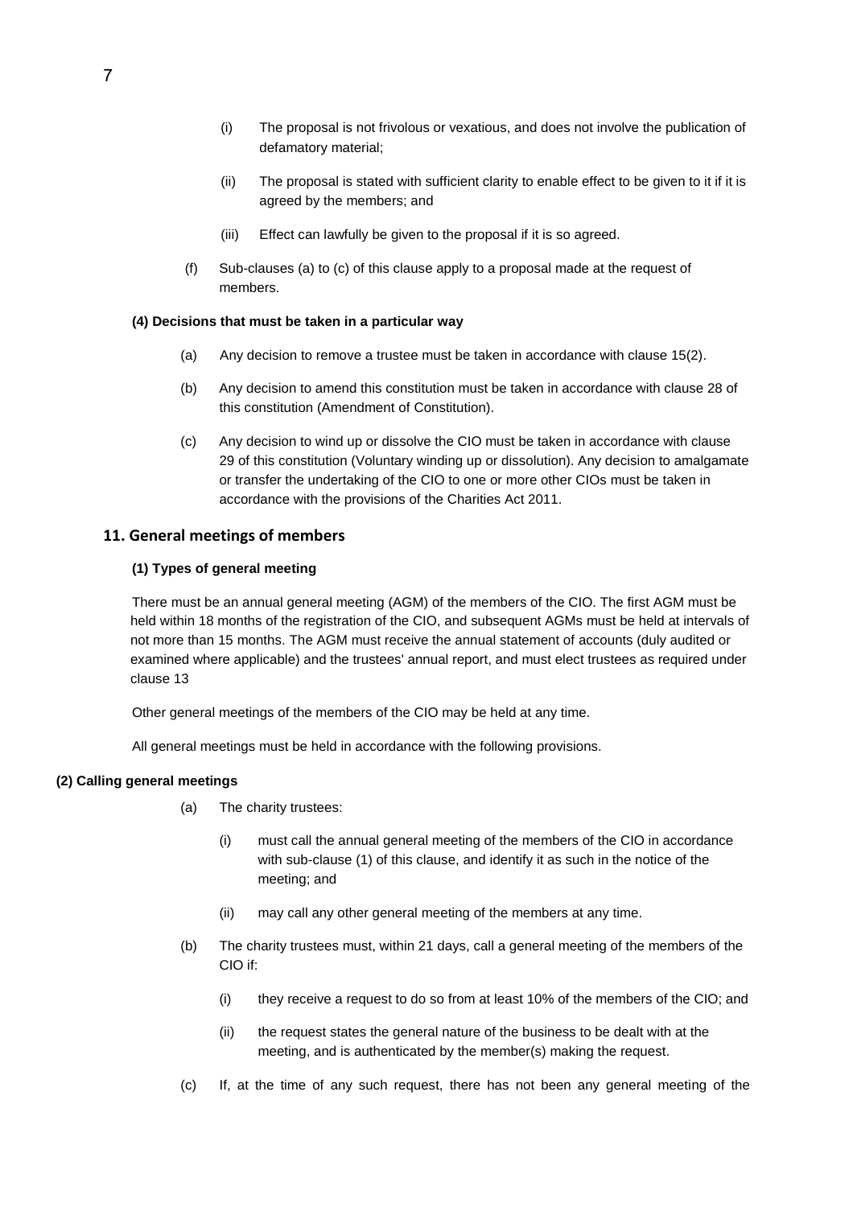(i) The proposal is not frivolous or vexatious, and does not involve the publication of defamatory material;

(ii) The proposal is stated with sufficient clarity to enable effect to be given to it if it is agreed by the members; and

(iii) Effect can lawfully be given to the proposal if it is so agreed.

(f) Sub-clauses (a) to (c) of this clause apply to a proposal made at the request of members.

**(4) Decisions that must be taken in a particular way**

(a) Any decision to remove a trustee must be taken in accordance with clause 15(2).

(b) Any decision to amend this constitution must be taken in accordance with clause 28 of this constitution (Amendment of Constitution).

(c) Any decision to wind up or dissolve the CIO must be taken in accordance with clause 29 of this constitution (Voluntary winding up or dissolution). Any decision to amalgamate or transfer the undertaking of the CIO to one or more other CIOs must be taken in accordance with the provisions of the Charities Act 2011.

## 11. General meetings of members

**(1) Types of general meeting**

There must be an annual general meeting (AGM) of the members of the CIO. The first AGM must be held within 18 months of the registration of the CIO, and subsequent AGMs must be held at intervals of not more than 15 months. The AGM must receive the annual statement of accounts (duly audited or examined where applicable) and the trustees' annual report, and must elect trustees as required under clause 13

Other general meetings of the members of the CIO may be held at any time.

All general meetings must be held in accordance with the following provisions.

**(2) Calling general meetings**

(a) The charity trustees:

(i) must call the annual general meeting of the members of the CIO in accordance with sub-clause (1) of this clause, and identify it as such in the notice of the meeting; and

(ii) may call any other general meeting of the members at any time.

(b) The charity trustees must, within 21 days, call a general meeting of the members of the CIO if:

(i) they receive a request to do so from at least 10% of the members of the CIO; and

(ii) the request states the general nature of the business to be dealt with at the meeting, and is authenticated by the member(s) making the request.

(c) If, at the time of any such request, there has not been any general meeting of the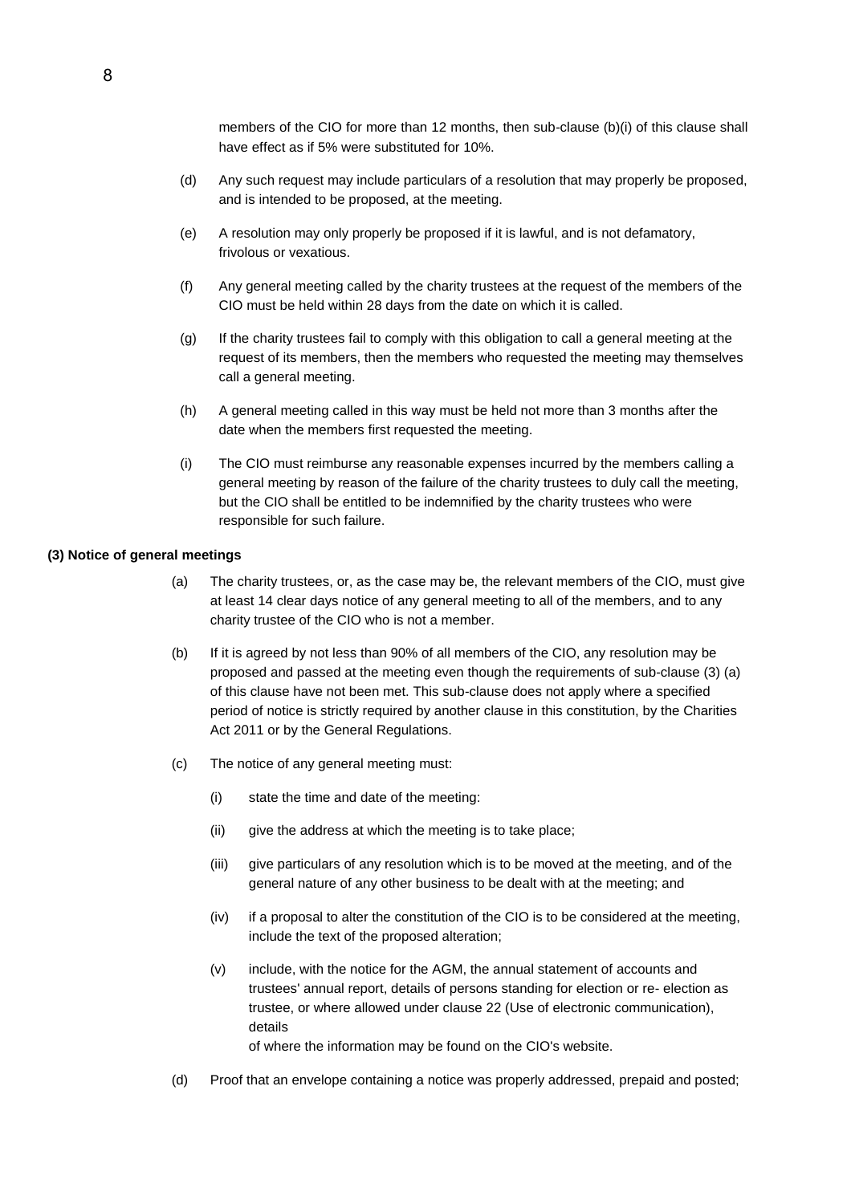members of the CIO for more than 12 months, then sub-clause (b)(i) of this clause shall have effect as if 5% were substituted for 10%.

(d) Any such request may include particulars of a resolution that may properly be proposed, and is intended to be proposed, at the meeting.

(e) A resolution may only properly be proposed if it is lawful, and is not defamatory, frivolous or vexatious.

(f) Any general meeting called by the charity trustees at the request of the members of the CIO must be held within 28 days from the date on which it is called.

(g) If the charity trustees fail to comply with this obligation to call a general meeting at the request of its members, then the members who requested the meeting may themselves call a general meeting.

(h) A general meeting called in this way must be held not more than 3 months after the date when the members first requested the meeting.

(i) The CIO must reimburse any reasonable expenses incurred by the members calling a general meeting by reason of the failure of the charity trustees to duly call the meeting, but the CIO shall be entitled to be indemnified by the charity trustees who were responsible for such failure.

**(3) Notice of general meetings**

(a) The charity trustees, or, as the case may be, the relevant members of the CIO, must give at least 14 clear days notice of any general meeting to all of the members, and to any charity trustee of the CIO who is not a member.

(b) If it is agreed by not less than 90% of all members of the CIO, any resolution may be proposed and passed at the meeting even though the requirements of sub-clause (3) (a) of this clause have not been met. This sub-clause does not apply where a specified period of notice is strictly required by another clause in this constitution, by the Charities Act 2011 or by the General Regulations.

(c) The notice of any general meeting must:

(i) state the time and date of the meeting:

(ii) give the address at which the meeting is to take place;

(iii) give particulars of any resolution which is to be moved at the meeting, and of the general nature of any other business to be dealt with at the meeting; and

(iv) if a proposal to alter the constitution of the CIO is to be considered at the meeting, include the text of the proposed alteration;

(v) include, with the notice for the AGM, the annual statement of accounts and trustees' annual report, details of persons standing for election or re- election as trustee, or where allowed under clause 22 (Use of electronic communication), details of where the information may be found on the CIO's website.

(d) Proof that an envelope containing a notice was properly addressed, prepaid and posted;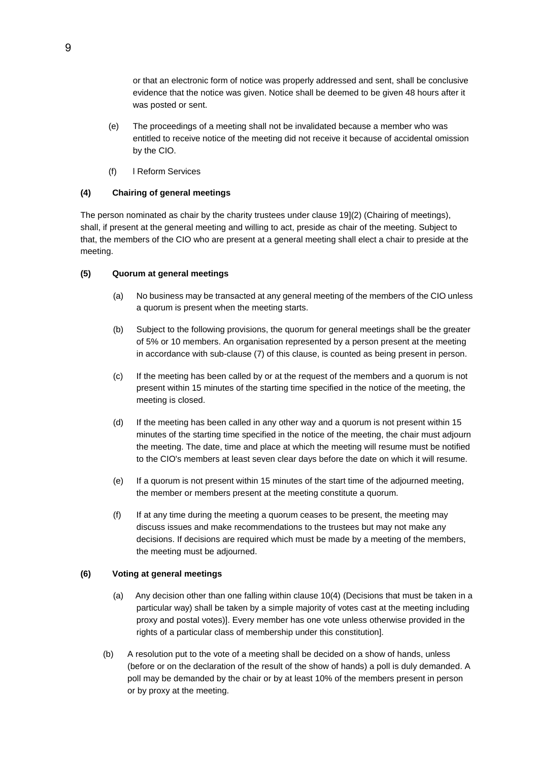or that an electronic form of notice was properly addressed and sent, shall be conclusive evidence that the notice was given. Notice shall be deemed to be given 48 hours after it was posted or sent.

(e) The proceedings of a meeting shall not be invalidated because a member who was entitled to receive notice of the meeting did not receive it because of accidental omission by the CIO.

(f) l Reform Services

**(4) Chairing of general meetings**

The person nominated as chair by the charity trustees under clause 19](2) (Chairing of meetings), shall, if present at the general meeting and willing to act, preside as chair of the meeting. Subject to that, the members of the CIO who are present at a general meeting shall elect a chair to preside at the meeting.

**(5) Quorum at general meetings**

(a) No business may be transacted at any general meeting of the members of the CIO unless a quorum is present when the meeting starts.

(b) Subject to the following provisions, the quorum for general meetings shall be the greater of 5% or 10 members. An organisation represented by a person present at the meeting in accordance with sub-clause (7) of this clause, is counted as being present in person.

(c) If the meeting has been called by or at the request of the members and a quorum is not present within 15 minutes of the starting time specified in the notice of the meeting, the meeting is closed.

(d) If the meeting has been called in any other way and a quorum is not present within 15 minutes of the starting time specified in the notice of the meeting, the chair must adjourn the meeting. The date, time and place at which the meeting will resume must be notified to the CIO's members at least seven clear days before the date on which it will resume.

(e) If a quorum is not present within 15 minutes of the start time of the adjourned meeting, the member or members present at the meeting constitute a quorum.

(f) If at any time during the meeting a quorum ceases to be present, the meeting may discuss issues and make recommendations to the trustees but may not make any decisions. If decisions are required which must be made by a meeting of the members, the meeting must be adjourned.

**(6) Voting at general meetings**

(a) Any decision other than one falling within clause 10(4) (Decisions that must be taken in a particular way) shall be taken by a simple majority of votes cast at the meeting including proxy and postal votes)]. Every member has one vote unless otherwise provided in the rights of a particular class of membership under this constitution].

(b) A resolution put to the vote of a meeting shall be decided on a show of hands, unless (before or on the declaration of the result of the show of hands) a poll is duly demanded. A poll may be demanded by the chair or by at least 10% of the members present in person or by proxy at the meeting.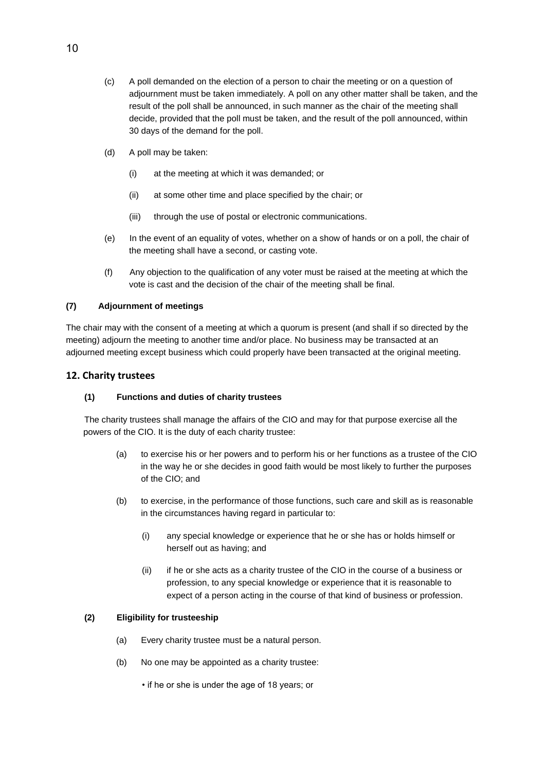(c) A poll demanded on the election of a person to chair the meeting or on a question of adjournment must be taken immediately. A poll on any other matter shall be taken, and the result of the poll shall be announced, in such manner as the chair of the meeting shall decide, provided that the poll must be taken, and the result of the poll announced, within 30 days of the demand for the poll.

(d) A poll may be taken:

(i) at the meeting at which it was demanded; or

(ii) at some other time and place specified by the chair; or

(iii) through the use of postal or electronic communications.

(e) In the event of an equality of votes, whether on a show of hands or on a poll, the chair of the meeting shall have a second, or casting vote.

(f) Any objection to the qualification of any voter must be raised at the meeting at which the vote is cast and the decision of the chair of the meeting shall be final.

**(7) Adjournment of meetings**

The chair may with the consent of a meeting at which a quorum is present (and shall if so directed by the meeting) adjourn the meeting to another time and/or place. No business may be transacted at an adjourned meeting except business which could properly have been transacted at the original meeting.

## 12. Charity trustees

**(1) Functions and duties of charity trustees**

The charity trustees shall manage the affairs of the CIO and may for that purpose exercise all the powers of the CIO. It is the duty of each charity trustee:

(a) to exercise his or her powers and to perform his or her functions as a trustee of the CIO in the way he or she decides in good faith would be most likely to further the purposes of the CIO; and

(b) to exercise, in the performance of those functions, such care and skill as is reasonable in the circumstances having regard in particular to:

(i) any special knowledge or experience that he or she has or holds himself or herself out as having; and

(ii) if he or she acts as a charity trustee of the CIO in the course of a business or profession, to any special knowledge or experience that it is reasonable to expect of a person acting in the course of that kind of business or profession.

**(2) Eligibility for trusteeship**

(a) Every charity trustee must be a natural person.

(b) No one may be appointed as a charity trustee:

- if he or she is under the age of 18 years; or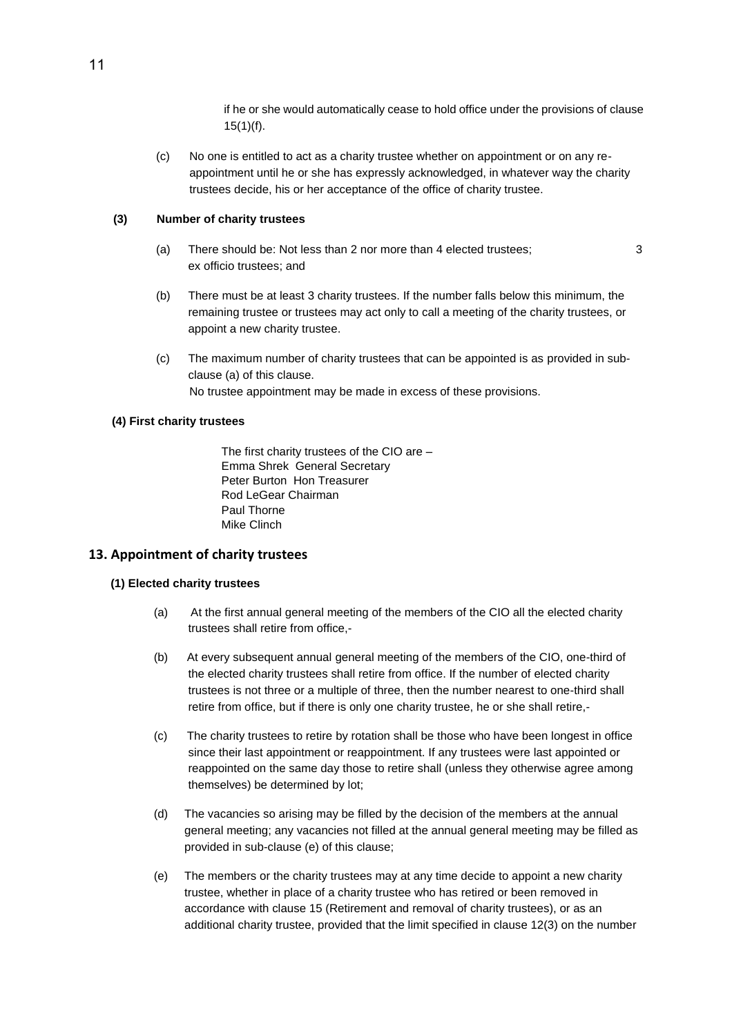if he or she would automatically cease to hold office under the provisions of clause 15(1)(f).

(c) No one is entitled to act as a charity trustee whether on appointment or on any re-appointment until he or she has expressly acknowledged, in whatever way the charity trustees decide, his or her acceptance of the office of charity trustee.

**(3) Number of charity trustees**

(a) There should be: Not less than 2 nor more than 4 elected trustees; 3 ex officio trustees; and

(b) There must be at least 3 charity trustees. If the number falls below this minimum, the remaining trustee or trustees may act only to call a meeting of the charity trustees, or appoint a new charity trustee.

(c) The maximum number of charity trustees that can be appointed is as provided in sub-clause (a) of this clause.
No trustee appointment may be made in excess of these provisions.

**(4) First charity trustees**

The first charity trustees of the CIO are –
Emma Shrek General Secretary
Peter Burton Hon Treasurer
Rod LeGear Chairman
Paul Thorne
Mike Clinch

## 13. Appointment of charity trustees

**(1) Elected charity trustees**

(a) At the first annual general meeting of the members of the CIO all the elected charity trustees shall retire from office,-

(b) At every subsequent annual general meeting of the members of the CIO, one-third of the elected charity trustees shall retire from office. If the number of elected charity trustees is not three or a multiple of three, then the number nearest to one-third shall retire from office, but if there is only one charity trustee, he or she shall retire,-

(c) The charity trustees to retire by rotation shall be those who have been longest in office since their last appointment or reappointment. If any trustees were last appointed or reappointed on the same day those to retire shall (unless they otherwise agree among themselves) be determined by lot;

(d) The vacancies so arising may be filled by the decision of the members at the annual general meeting; any vacancies not filled at the annual general meeting may be filled as provided in sub-clause (e) of this clause;

(e) The members or the charity trustees may at any time decide to appoint a new charity trustee, whether in place of a charity trustee who has retired or been removed in accordance with clause 15 (Retirement and removal of charity trustees), or as an additional charity trustee, provided that the limit specified in clause 12(3) on the number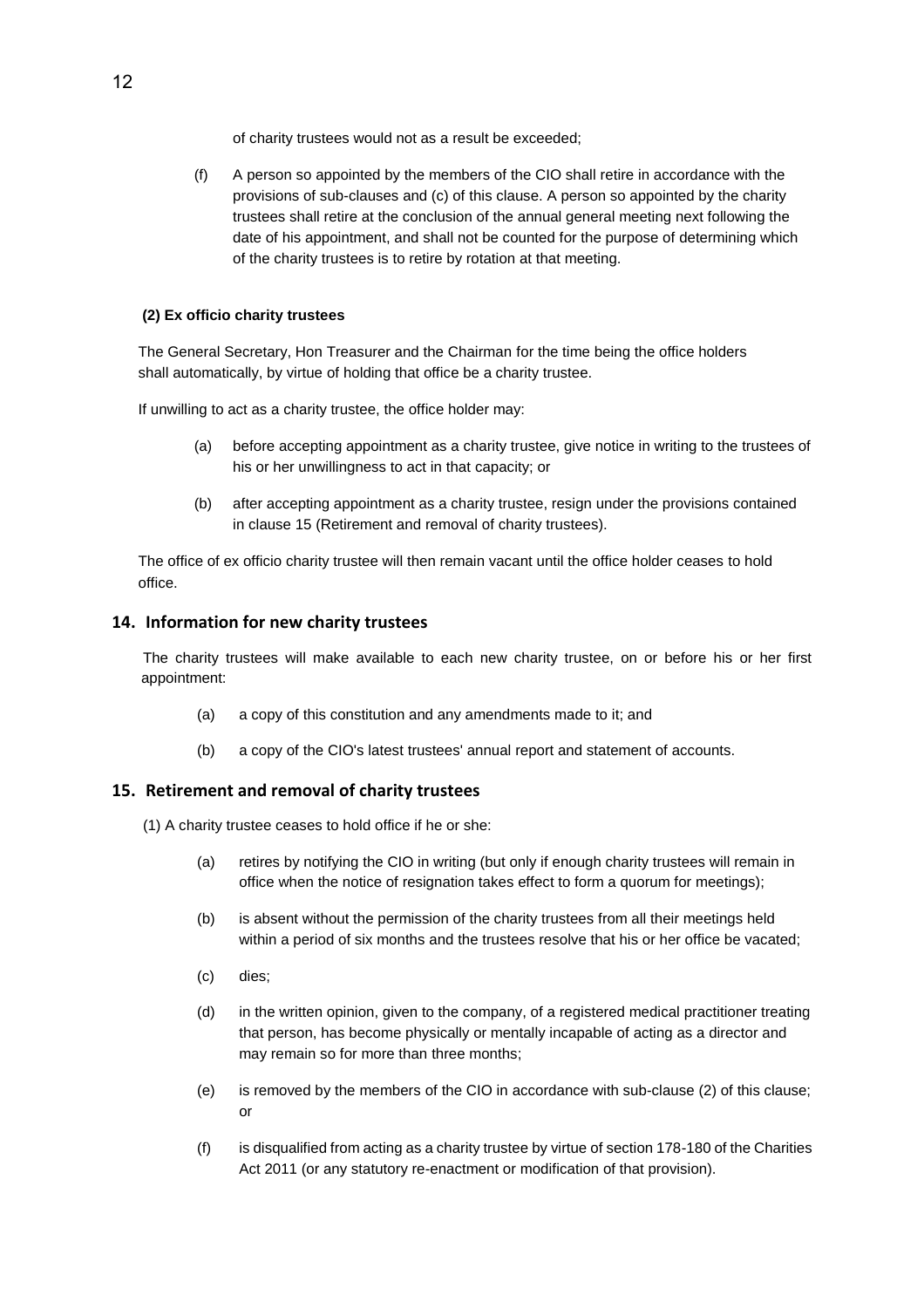of charity trustees would not as a result be exceeded;

(f) A person so appointed by the members of the CIO shall retire in accordance with the provisions of sub-clauses and (c) of this clause. A person so appointed by the charity trustees shall retire at the conclusion of the annual general meeting next following the date of his appointment, and shall not be counted for the purpose of determining which of the charity trustees is to retire by rotation at that meeting.

**(2) Ex officio charity trustees**

The General Secretary, Hon Treasurer and the Chairman for the time being the office holders shall automatically, by virtue of holding that office be a charity trustee.

If unwilling to act as a charity trustee, the office holder may:

(a) before accepting appointment as a charity trustee, give notice in writing to the trustees of his or her unwillingness to act in that capacity; or

(b) after accepting appointment as a charity trustee, resign under the provisions contained in clause 15 (Retirement and removal of charity trustees).

The office of ex officio charity trustee will then remain vacant until the office holder ceases to hold office.

## 14. Information for new charity trustees

The charity trustees will make available to each new charity trustee, on or before his or her first appointment:

(a) a copy of this constitution and any amendments made to it; and

(b) a copy of the CIO's latest trustees' annual report and statement of accounts.

## 15. Retirement and removal of charity trustees

(1) A charity trustee ceases to hold office if he or she:

(a) retires by notifying the CIO in writing (but only if enough charity trustees will remain in office when the notice of resignation takes effect to form a quorum for meetings);

(b) is absent without the permission of the charity trustees from all their meetings held within a period of six months and the trustees resolve that his or her office be vacated;

(c) dies;

(d) in the written opinion, given to the company, of a registered medical practitioner treating that person, has become physically or mentally incapable of acting as a director and may remain so for more than three months;

(e) is removed by the members of the CIO in accordance with sub-clause (2) of this clause; or

(f) is disqualified from acting as a charity trustee by virtue of section 178-180 of the Charities Act 2011 (or any statutory re-enactment or modification of that provision).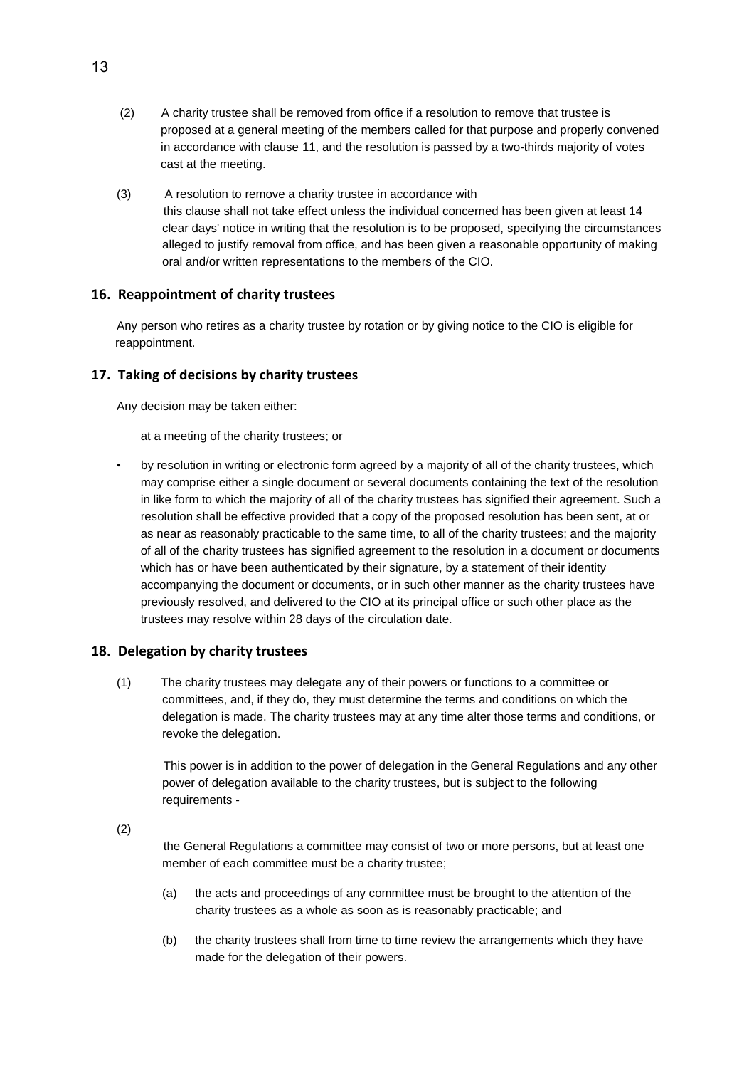(2) A charity trustee shall be removed from office if a resolution to remove that trustee is proposed at a general meeting of the members called for that purpose and properly convened in accordance with clause 11, and the resolution is passed by a two-thirds majority of votes cast at the meeting.

(3) A resolution to remove a charity trustee in accordance with this clause shall not take effect unless the individual concerned has been given at least 14 clear days' notice in writing that the resolution is to be proposed, specifying the circumstances alleged to justify removal from office, and has been given a reasonable opportunity of making oral and/or written representations to the members of the CIO.

## 16. Reappointment of charity trustees

Any person who retires as a charity trustee by rotation or by giving notice to the CIO is eligible for reappointment.

## 17. Taking of decisions by charity trustees

Any decision may be taken either:

at a meeting of the charity trustees; or

- by resolution in writing or electronic form agreed by a majority of all of the charity trustees, which may comprise either a single document or several documents containing the text of the resolution in like form to which the majority of all of the charity trustees has signified their agreement. Such a resolution shall be effective provided that a copy of the proposed resolution has been sent, at or as near as reasonably practicable to the same time, to all of the charity trustees; and the majority of all of the charity trustees has signified agreement to the resolution in a document or documents which has or have been authenticated by their signature, by a statement of their identity accompanying the document or documents, or in such other manner as the charity trustees have previously resolved, and delivered to the CIO at its principal office or such other place as the trustees may resolve within 28 days of the circulation date.

## 18. Delegation by charity trustees

(1) The charity trustees may delegate any of their powers or functions to a committee or committees, and, if they do, they must determine the terms and conditions on which the delegation is made. The charity trustees may at any time alter those terms and conditions, or revoke the delegation.

This power is in addition to the power of delegation in the General Regulations and any other power of delegation available to the charity trustees, but is subject to the following requirements -

(2)

the General Regulations a committee may consist of two or more persons, but at least one member of each committee must be a charity trustee;

(a) the acts and proceedings of any committee must be brought to the attention of the charity trustees as a whole as soon as is reasonably practicable; and

(b) the charity trustees shall from time to time review the arrangements which they have made for the delegation of their powers.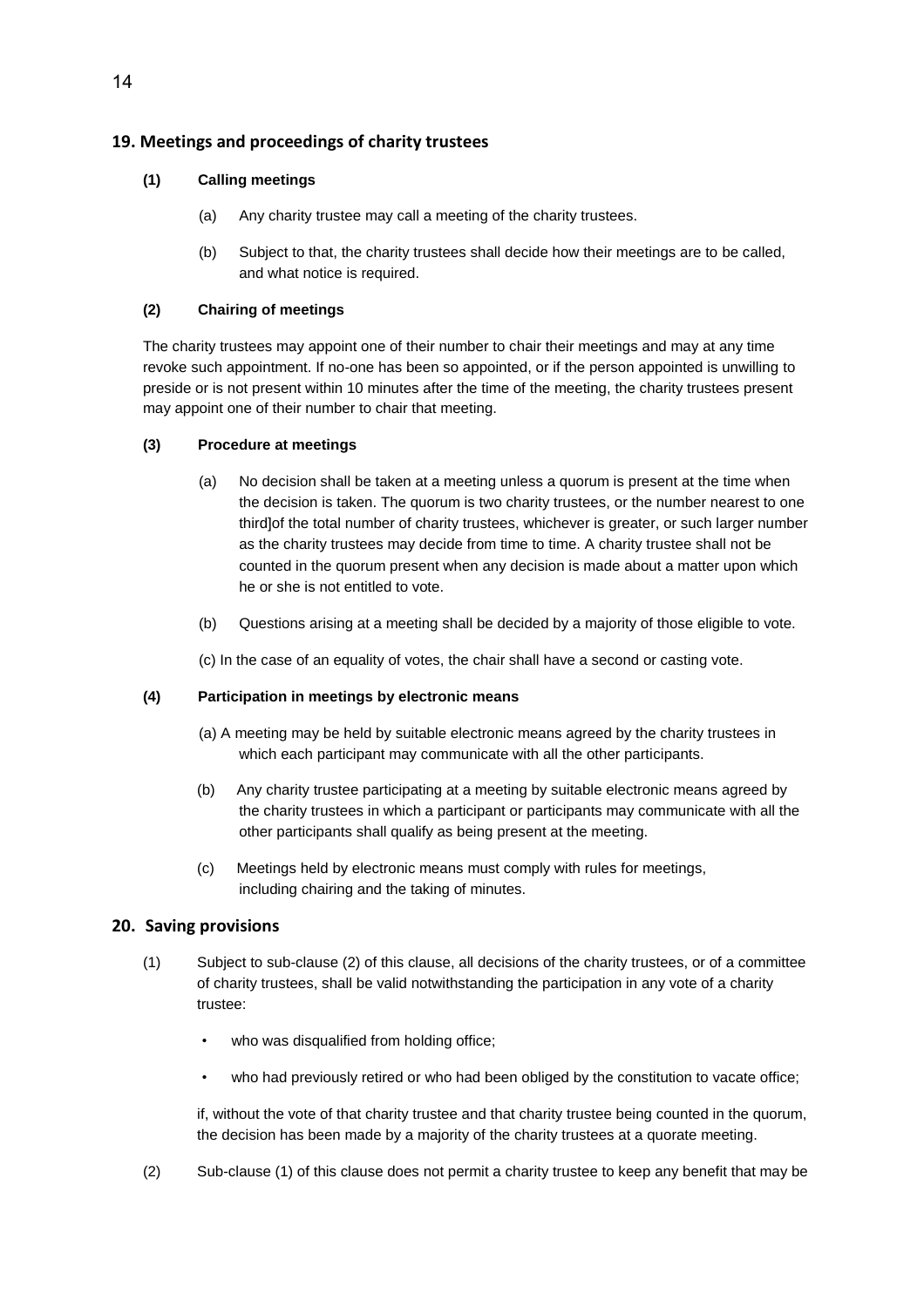## 19. Meetings and proceedings of charity trustees

**(1) Calling meetings**

(a) Any charity trustee may call a meeting of the charity trustees.

(b) Subject to that, the charity trustees shall decide how their meetings are to be called, and what notice is required.

**(2) Chairing of meetings**

The charity trustees may appoint one of their number to chair their meetings and may at any time revoke such appointment. If no-one has been so appointed, or if the person appointed is unwilling to preside or is not present within 10 minutes after the time of the meeting, the charity trustees present may appoint one of their number to chair that meeting.

**(3) Procedure at meetings**

(a) No decision shall be taken at a meeting unless a quorum is present at the time when the decision is taken. The quorum is two charity trustees, or the number nearest to one third]of the total number of charity trustees, whichever is greater, or such larger number as the charity trustees may decide from time to time. A charity trustee shall not be counted in the quorum present when any decision is made about a matter upon which he or she is not entitled to vote.

(b) Questions arising at a meeting shall be decided by a majority of those eligible to vote.

(c) In the case of an equality of votes, the chair shall have a second or casting vote.

**(4) Participation in meetings by electronic means**

(a) A meeting may be held by suitable electronic means agreed by the charity trustees in which each participant may communicate with all the other participants.

(b) Any charity trustee participating at a meeting by suitable electronic means agreed by the charity trustees in which a participant or participants may communicate with all the other participants shall qualify as being present at the meeting.

(c) Meetings held by electronic means must comply with rules for meetings, including chairing and the taking of minutes.

## 20. Saving provisions

(1) Subject to sub-clause (2) of this clause, all decisions of the charity trustees, or of a committee of charity trustees, shall be valid notwithstanding the participation in any vote of a charity trustee:

- who was disqualified from holding office;
- who had previously retired or who had been obliged by the constitution to vacate office;

if, without the vote of that charity trustee and that charity trustee being counted in the quorum, the decision has been made by a majority of the charity trustees at a quorate meeting.

(2) Sub-clause (1) of this clause does not permit a charity trustee to keep any benefit that may be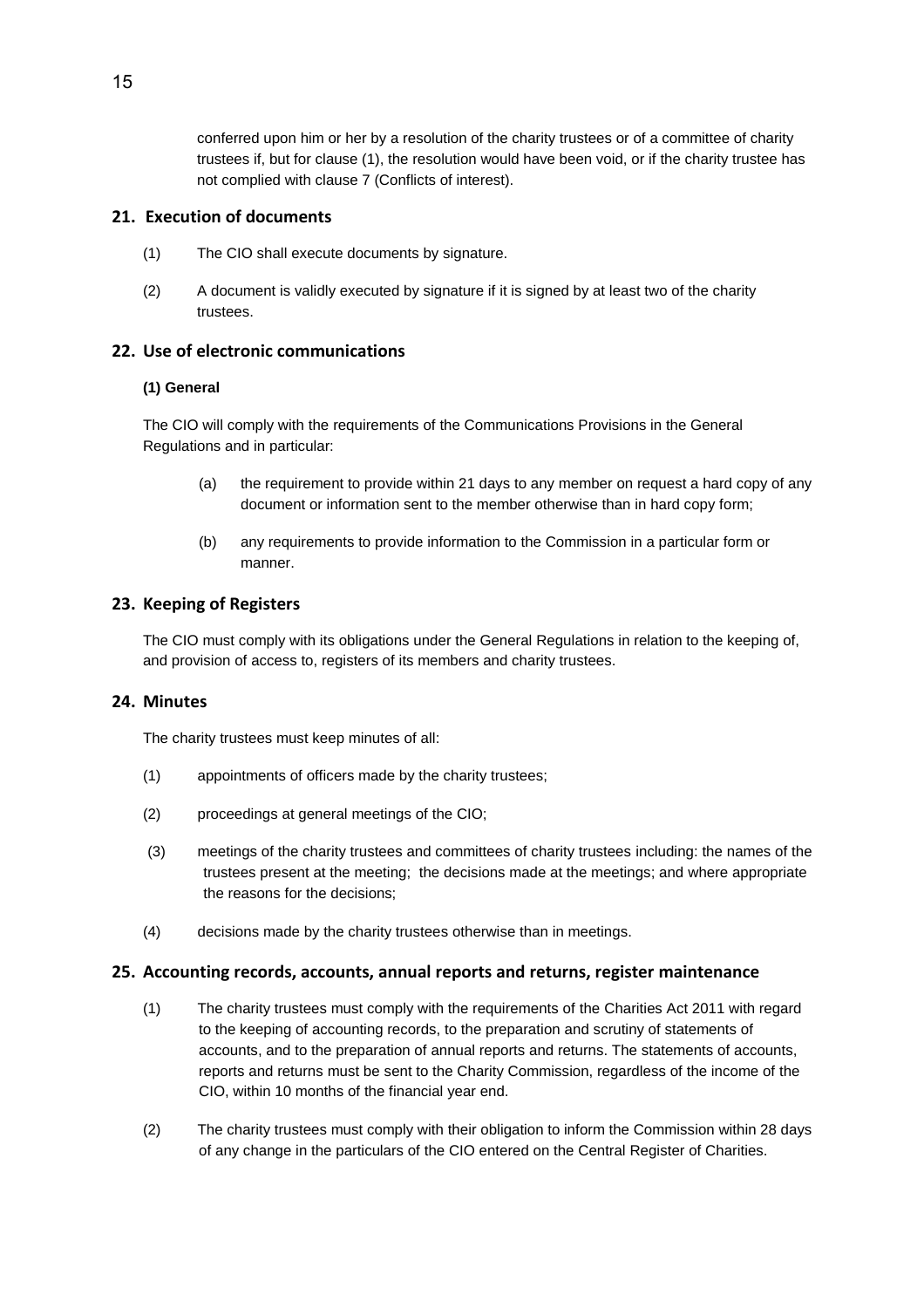conferred upon him or her by a resolution of the charity trustees or of a committee of charity trustees if, but for clause (1), the resolution would have been void, or if the charity trustee has not complied with clause 7 (Conflicts of interest).

## 21. Execution of documents

(1) The CIO shall execute documents by signature.

(2) A document is validly executed by signature if it is signed by at least two of the charity trustees.

## 22. Use of electronic communications

**(1) General**

The CIO will comply with the requirements of the Communications Provisions in the General Regulations and in particular:

(a) the requirement to provide within 21 days to any member on request a hard copy of any document or information sent to the member otherwise than in hard copy form;

(b) any requirements to provide information to the Commission in a particular form or manner.

## 23. Keeping of Registers

The CIO must comply with its obligations under the General Regulations in relation to the keeping of, and provision of access to, registers of its members and charity trustees.

## 24. Minutes

The charity trustees must keep minutes of all:

(1) appointments of officers made by the charity trustees;

(2) proceedings at general meetings of the CIO;

(3) meetings of the charity trustees and committees of charity trustees including: the names of the trustees present at the meeting; the decisions made at the meetings; and where appropriate the reasons for the decisions;

(4) decisions made by the charity trustees otherwise than in meetings.

## 25. Accounting records, accounts, annual reports and returns, register maintenance

(1) The charity trustees must comply with the requirements of the Charities Act 2011 with regard to the keeping of accounting records, to the preparation and scrutiny of statements of accounts, and to the preparation of annual reports and returns. The statements of accounts, reports and returns must be sent to the Charity Commission, regardless of the income of the CIO, within 10 months of the financial year end.

(2) The charity trustees must comply with their obligation to inform the Commission within 28 days of any change in the particulars of the CIO entered on the Central Register of Charities.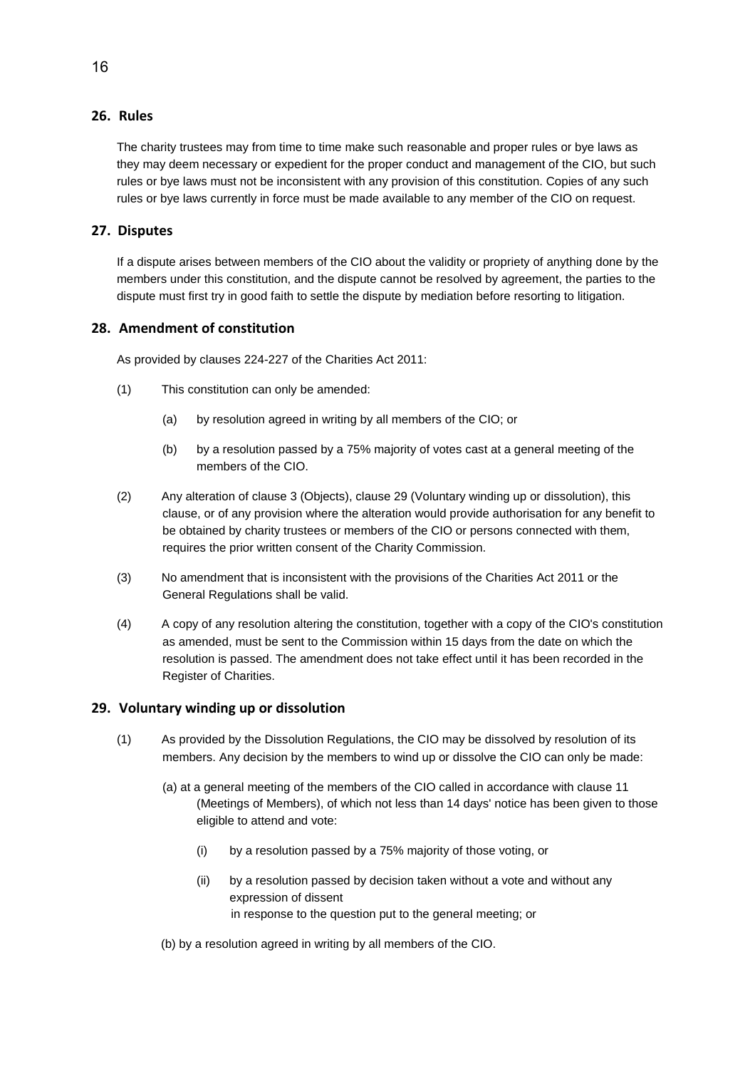## 26. Rules

The charity trustees may from time to time make such reasonable and proper rules or bye laws as they may deem necessary or expedient for the proper conduct and management of the CIO, but such rules or bye laws must not be inconsistent with any provision of this constitution. Copies of any such rules or bye laws currently in force must be made available to any member of the CIO on request.

## 27. Disputes

If a dispute arises between members of the CIO about the validity or propriety of anything done by the members under this constitution, and the dispute cannot be resolved by agreement, the parties to the dispute must first try in good faith to settle the dispute by mediation before resorting to litigation.

## 28. Amendment of constitution

As provided by clauses 224-227 of the Charities Act 2011:

(1) This constitution can only be amended:

- (a) by resolution agreed in writing by all members of the CIO; or
- (b) by a resolution passed by a 75% majority of votes cast at a general meeting of the members of the CIO.

(2) Any alteration of clause 3 (Objects), clause 29 (Voluntary winding up or dissolution), this clause, or of any provision where the alteration would provide authorisation for any benefit to be obtained by charity trustees or members of the CIO or persons connected with them, requires the prior written consent of the Charity Commission.

(3) No amendment that is inconsistent with the provisions of the Charities Act 2011 or the General Regulations shall be valid.

(4) A copy of any resolution altering the constitution, together with a copy of the CIO's constitution as amended, must be sent to the Commission within 15 days from the date on which the resolution is passed. The amendment does not take effect until it has been recorded in the Register of Charities.

## 29. Voluntary winding up or dissolution

(1) As provided by the Dissolution Regulations, the CIO may be dissolved by resolution of its members. Any decision by the members to wind up or dissolve the CIO can only be made:

- (a) at a general meeting of the members of the CIO called in accordance with clause 11 (Meetings of Members), of which not less than 14 days' notice has been given to those eligible to attend and vote:
  - (i) by a resolution passed by a 75% majority of those voting, or
  - (ii) by a resolution passed by decision taken without a vote and without any expression of dissent in response to the question put to the general meeting; or
- (b) by a resolution agreed in writing by all members of the CIO.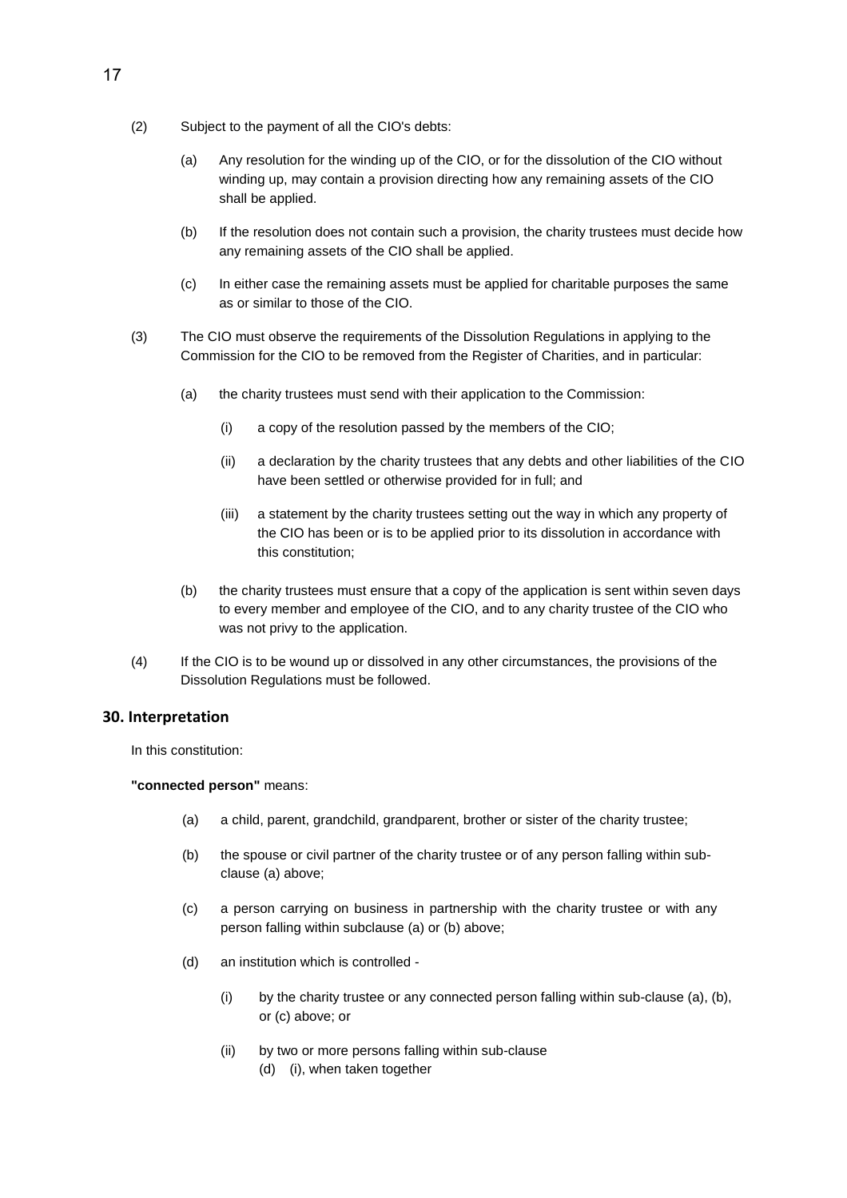(2) Subject to the payment of all the CIO's debts:

(a) Any resolution for the winding up of the CIO, or for the dissolution of the CIO without winding up, may contain a provision directing how any remaining assets of the CIO shall be applied.

(b) If the resolution does not contain such a provision, the charity trustees must decide how any remaining assets of the CIO shall be applied.

(c) In either case the remaining assets must be applied for charitable purposes the same as or similar to those of the CIO.

(3) The CIO must observe the requirements of the Dissolution Regulations in applying to the Commission for the CIO to be removed from the Register of Charities, and in particular:

(a) the charity trustees must send with their application to the Commission:

(i) a copy of the resolution passed by the members of the CIO;

(ii) a declaration by the charity trustees that any debts and other liabilities of the CIO have been settled or otherwise provided for in full; and

(iii) a statement by the charity trustees setting out the way in which any property of the CIO has been or is to be applied prior to its dissolution in accordance with this constitution;

(b) the charity trustees must ensure that a copy of the application is sent within seven days to every member and employee of the CIO, and to any charity trustee of the CIO who was not privy to the application.

(4) If the CIO is to be wound up or dissolved in any other circumstances, the provisions of the Dissolution Regulations must be followed.

## 30. Interpretation

In this constitution:

**"connected person"** means:

(a) a child, parent, grandchild, grandparent, brother or sister of the charity trustee;

(b) the spouse or civil partner of the charity trustee or of any person falling within sub-clause (a) above;

(c) a person carrying on business in partnership with the charity trustee or with any person falling within subclause (a) or (b) above;

(d) an institution which is controlled -

(i) by the charity trustee or any connected person falling within sub-clause (a), (b), or (c) above; or

(ii) by two or more persons falling within sub-clause
(d) (i), when taken together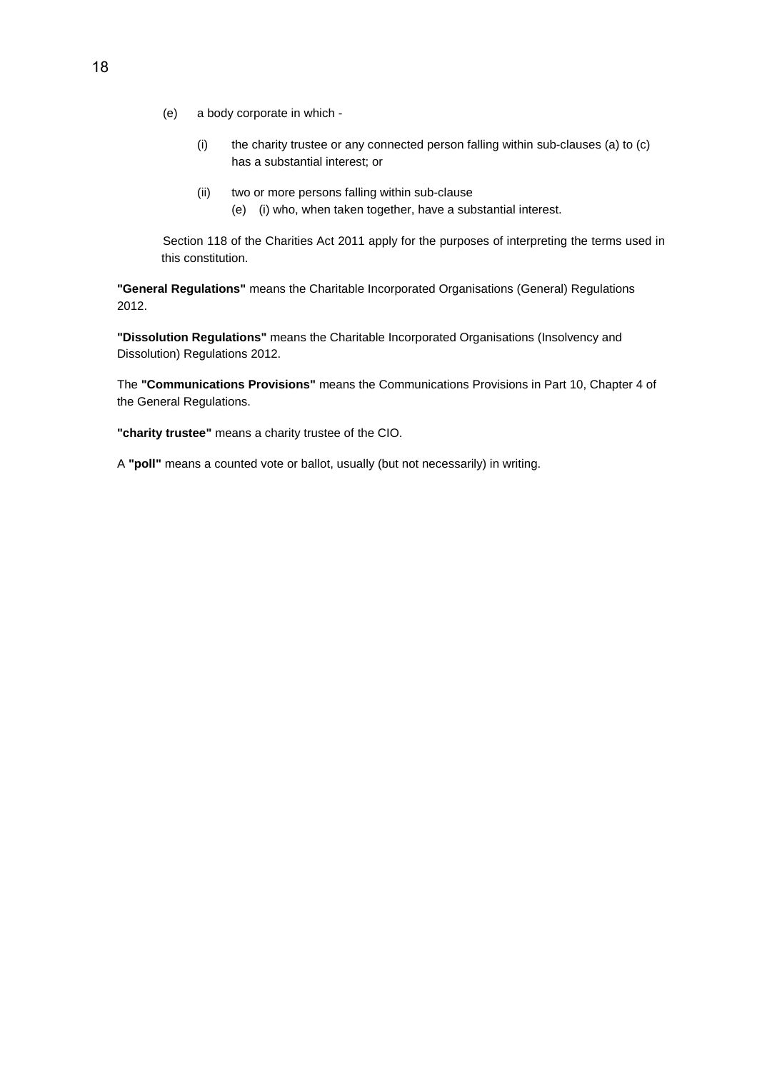(e) a body corporate in which -

   (i) the charity trustee or any connected person falling within sub-clauses (a) to (c) has a substantial interest; or

   (ii) two or more persons falling within sub-clause
   (e) (i) who, when taken together, have a substantial interest.

Section 118 of the Charities Act 2011 apply for the purposes of interpreting the terms used in this constitution.

**"General Regulations"** means the Charitable Incorporated Organisations (General) Regulations 2012.

**"Dissolution Regulations"** means the Charitable Incorporated Organisations (Insolvency and Dissolution) Regulations 2012.

The **"Communications Provisions"** means the Communications Provisions in Part 10, Chapter 4 of the General Regulations.

**"charity trustee"** means a charity trustee of the CIO.

A **"poll"** means a counted vote or ballot, usually (but not necessarily) in writing.